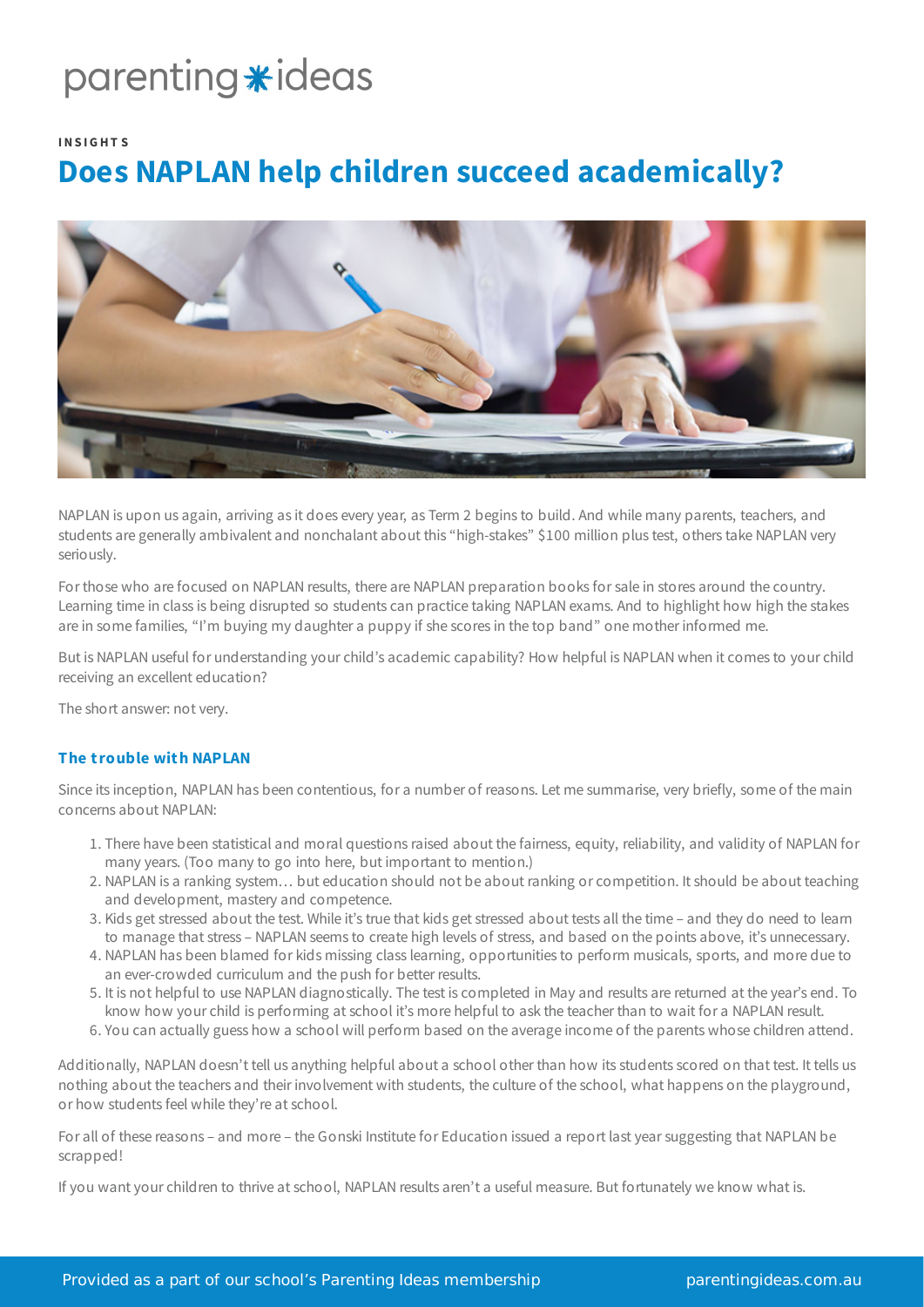parenting ideas

INSIGHTS

# Does NAPLAN help children succeed academically?

NAPLAN is upon us again, arriving as it does every year, as Term 2 begins to build. And while many parents, teachers, and students are generally ambivalent and nonchalant about this "high-stakes" $100 million plus test, others take NAPLAN very seriously.

For those who are focused on NAPLAN results, there are NAPLAN preparation books for sale in stores around the country. Learning time in class is being disrupted so students can practice taking NAPLAN exams. And to highlight how high the stakes are in some families, "I'm buying my daughter a puppy if she scores in the top band" one mother informed me.

But is NAPLAN useful for understanding your child's academic capability? How helpful is NAPLAN when it comes to your child receiving an excellent education?

The short answer: not very.

### The trouble with NAPLAN

Since its inception, NAPLAN has been contentious, for a number of reasons. Let me summarise, very briefly, some of the main concerns about NAPLAN:

1. There have been statistical and moral questions raised about the fairness, equity, reliability, and validity of NAPLAN for many years. (Too many to go into here, but important to mention.)
2. NAPLAN is a ranking system… but education should not be about ranking or competition. It should be about teaching and development, mastery and competence.
3. Kids get stressed about the test. While it's true that kids get stressed about tests all the time – and they do need to learn to manage that stress – NAPLAN seems to create high levels of stress, and based on the points above, it's unnecessary.
4. NAPLAN has been blamed for kids missing class learning, opportunities to perform musicals, sports, and more due to an ever-crowded curriculum and the push for better results.
5. It is not helpful to use NAPLAN diagnostically. The test is completed in May and results are returned at the year's end. To know how your child is performing at school it's more helpful to ask the teacher than to wait for a NAPLAN result.
6. You can actually guess how a school will perform based on the average income of the parents whose children attend.

Additionally, NAPLAN doesn't tell us anything helpful about a school other than how its students scored on that test. It tells us nothing about the teachers and their involvement with students, the culture of the school, what happens on the playground, or how students feel while they're at school.

For all of these reasons – and more – the Gonski Institute for Education issued a report last year suggesting that NAPLAN be scrapped!

If you want your children to thrive at school, NAPLAN results aren't a useful measure. But fortunately we know what is.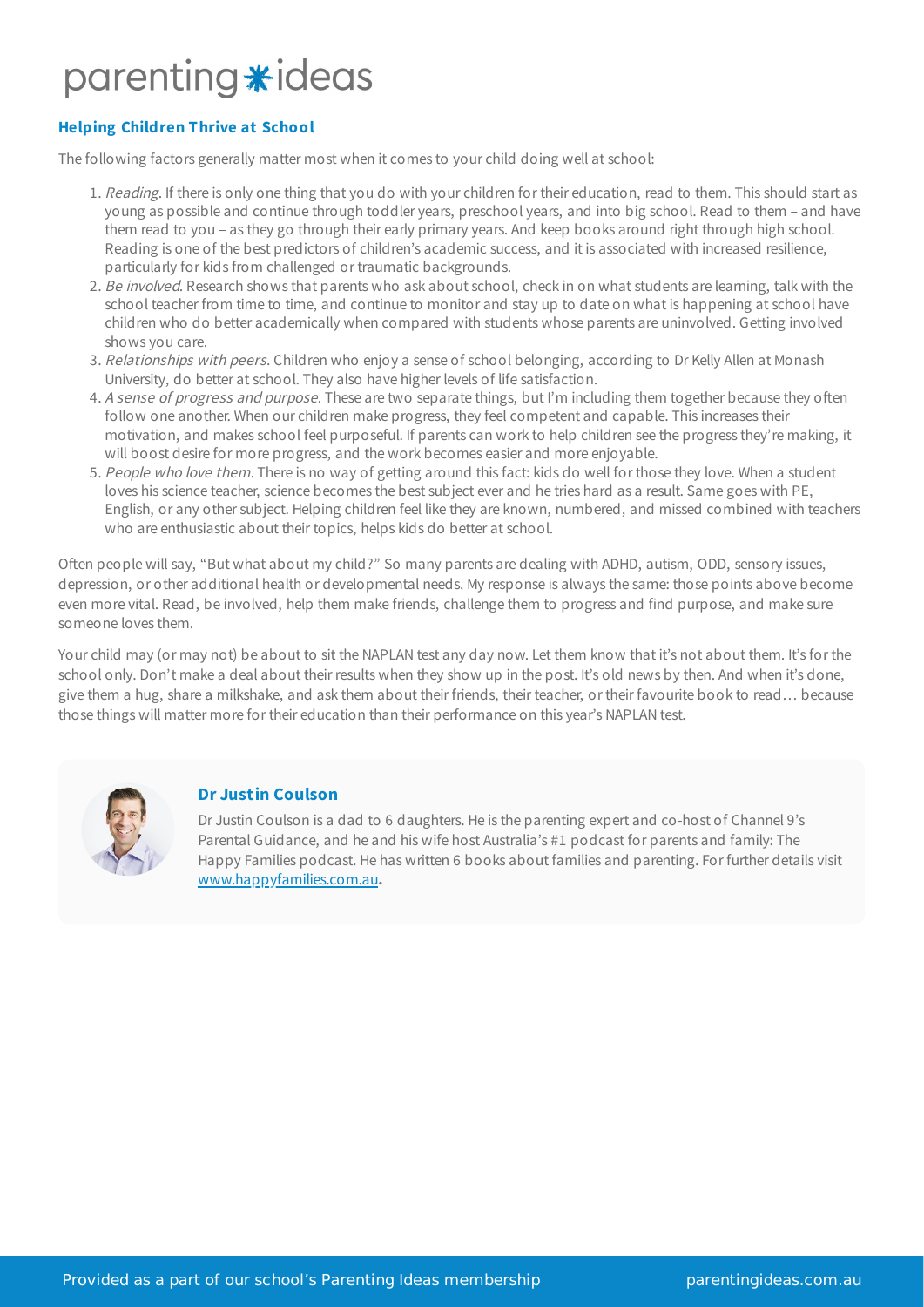## Helping Children Thrive at School

The following factors generally matter most when it comes to your child doing well at school:

1. *Reading.* If there is only one thing that you do with your children for their education, read to them. This should start as young as possible and continue through toddler years, preschool years, and into big school. Read to them – and have them read to you – as they go through their early primary years. And keep books around right through high school. Reading is one of the best predictors of children's academic success, and it is associated with increased resilience, particularly for kids from challenged or traumatic backgrounds.
2. *Be involved.* Research shows that parents who ask about school, check in on what students are learning, talk with the school teacher from time to time, and continue to monitor and stay up to date on what is happening at school have children who do better academically when compared with students whose parents are uninvolved. Getting involved shows you care.
3. *Relationships with peers.* Children who enjoy a sense of school belonging, according to Dr Kelly Allen at Monash University, do better at school. They also have higher levels of life satisfaction.
4. *A sense of progress and purpose.* These are two separate things, but I'm including them together because they often follow one another. When our children make progress, they feel competent and capable. This increases their motivation, and makes school feel purposeful. If parents can work to help children see the progress they're making, it will boost desire for more progress, and the work becomes easier and more enjoyable.
5. *People who love them.* There is no way of getting around this fact: kids do well for those they love. When a student loves his science teacher, science becomes the best subject ever and he tries hard as a result. Same goes with PE, English, or any other subject. Helping children feel like they are known, numbered, and missed combined with teachers who are enthusiastic about their topics, helps kids do better at school.

Often people will say, "But what about my child?" So many parents are dealing with ADHD, autism, ODD, sensory issues, depression, or other additional health or developmental needs. My response is always the same: those points above become even more vital. Read, be involved, help them make friends, challenge them to progress and find purpose, and make sure someone loves them.

Your child may (or may not) be about to sit the NAPLAN test any day now. Let them know that it's not about them. It's for the school only. Don't make a deal about their results when they show up in the post. It's old news by then. And when it's done, give them a hug, share a milkshake, and ask them about their friends, their teacher, or their favourite book to read… because those things will matter more for their education than their performance on this year's NAPLAN test.

### Dr Justin Coulson

Dr Justin Coulson is a dad to 6 daughters. He is the parenting expert and co-host of Channel 9's Parental Guidance, and he and his wife host Australia's #1 podcast for parents and family: The Happy Families podcast. He has written 6 books about families and parenting. For further details visit www.happyfamilies.com.au.

Provided as a part of our school's Parenting Ideas membership

parentingideas.com.au